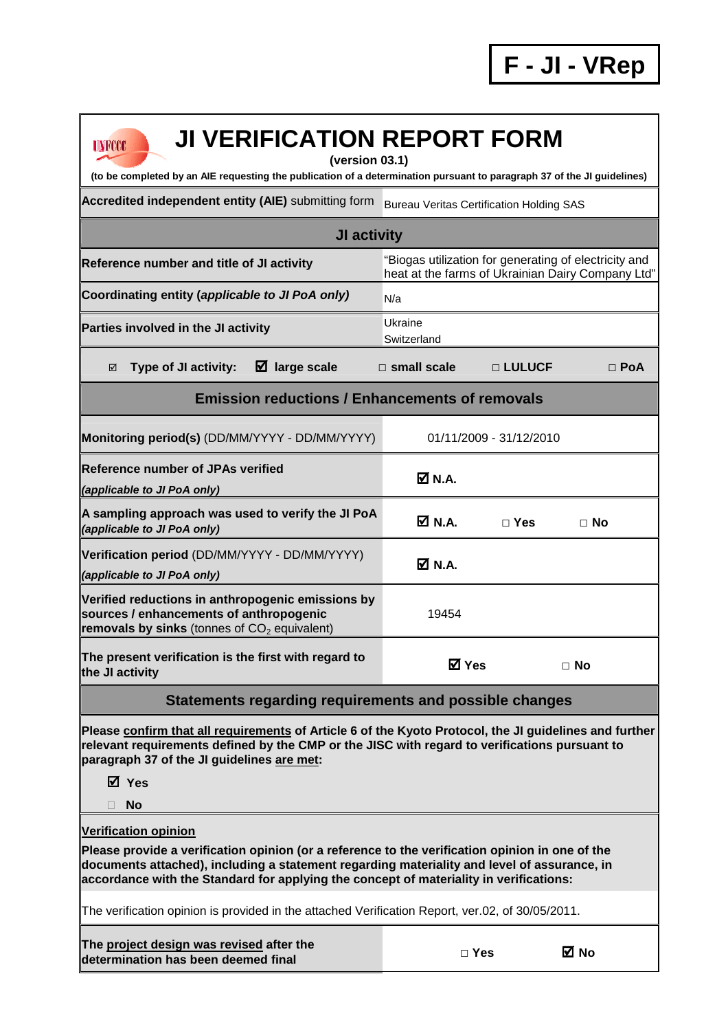# F - JI - VRep

# JI VERIFICATION REPORT FORM

**(version 03.1)**

**(to be completed by an AIE requesting the publication of a determination pursuant to paragraph 37 of the JI guidelines)**

| | |
|---|---|
| **Accredited independent entity (AIE)** submitting form | Bureau Veritas Certification Holding SAS |
| **JI activity** | |
| **Reference number and title of JI activity** | "Biogas utilization for generating of electricity and heat at the farms of Ukrainian Dairy Company Ltd" |
| **Coordinating entity (*applicable to JI PoA only*)** | N/a |
| **Parties involved in the JI activity** | Ukraine<br>Switzerland |
| ☑ **Type of JI activity:** | ☑ **large scale** □ **small scale** □ **LULUCF** □ **PoA** |
| **Emission reductions / Enhancements of removals** | |
| **Monitoring period(s)** (DD/MM/YYYY - DD/MM/YYYY) | 01/11/2009 - 31/12/2010 |
| **Reference number of JPAs verified** *(applicable to JI PoA only)* | ☑ **N.A.** |
| **A sampling approach was used to verify the JI PoA** *(applicable to JI PoA only)* | ☑ **N.A.** □ **Yes** □ **No** |
| **Verification period** (DD/MM/YYYY - DD/MM/YYYY) *(applicable to JI PoA only)* | ☑ **N.A.** |
| **Verified reductions in anthropogenic emissions by sources / enhancements of anthropogenic removals by sinks** (tonnes of $CO_2$ equivalent) | 19454 |
| **The present verification is the first with regard to the JI activity** | ☑ **Yes** □ **No** |

## Statements regarding requirements and possible changes

**Please confirm that all requirements of Article 6 of the Kyoto Protocol, the JI guidelines and further relevant requirements defined by the CMP or the JISC with regard to verifications pursuant to paragraph 37 of the JI guidelines are met:**

☑ **Yes**

□ **No**

**Verification opinion**

**Please provide a verification opinion (or a reference to the verification opinion in one of the documents attached), including a statement regarding materiality and level of assurance, in accordance with the Standard for applying the concept of materiality in verifications:**

The verification opinion is provided in the attached Verification Report, ver.02, of 30/05/2011.

| | |
|---|---|
| **The project design was revised after the determination has been deemed final** | □ **Yes** ☑ **No** |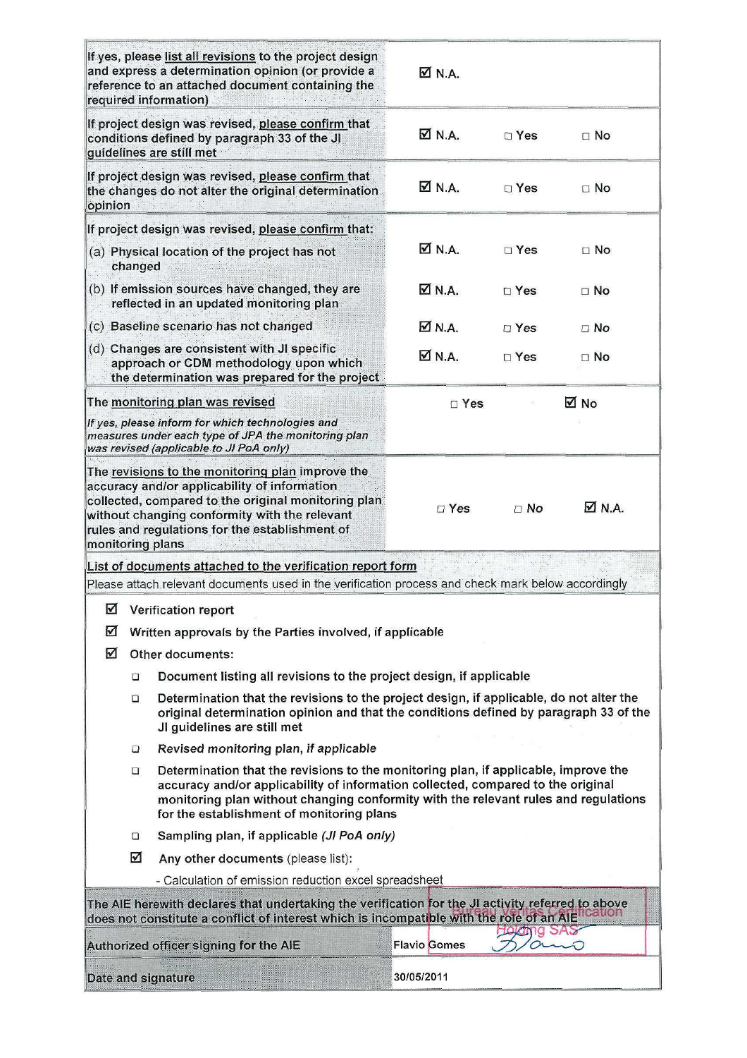| | | | |
|---|---|---|---|
| If yes, please list all revisions to the project design and express a determination opinion (or provide a reference to an attached document containing the required information) | ☑ N.A. | | |
| If project design was revised, please confirm that conditions defined by paragraph 33 of the JI guidelines are still met | ☑ N.A. | □ Yes | □ No |
| If project design was revised, please confirm that the changes do not alter the original determination opinion | ☑ N.A. | □ Yes | □ No |
| If project design was revised, please confirm that: | | | |
| (a) Physical location of the project has not changed | ☑ N.A. | □ Yes | □ No |
| (b) If emission sources have changed, they are reflected in an updated monitoring plan | ☑ N.A. | □ Yes | □ No |
| (c) Baseline scenario has not changed | ☑ N.A. | □ Yes | □ No |
| (d) Changes are consistent with JI specific approach or CDM methodology upon which the determination was prepared for the project | ☑ N.A. | □ Yes | □ No |
| The monitoring plan was revised<br>*If yes, please inform for which technologies and measures under each type of JPA the monitoring plan was revised (applicable to JI PoA only)* | □ Yes | | ☑ No |
| The revisions to the monitoring plan improve the accuracy and/or applicability of information collected, compared to the original monitoring plan without changing conformity with the relevant rules and regulations for the establishment of monitoring plans | □ Yes | □ No | ☑ N.A. |

**List of documents attached to the verification report form**

Please attach relevant documents used in the verification process and check mark below accordingly

- ☑ Verification report
- ☑ Written approvals by the Parties involved, if applicable
- ☑ Other documents:
  - □ Document listing all revisions to the project design, if applicable
  - □ Determination that the revisions to the project design, if applicable, do not alter the original determination opinion and that the conditions defined by paragraph 33 of the JI guidelines are still met
  - □ *Revised monitoring plan, if applicable*
  - □ Determination that the revisions to the monitoring plan, if applicable, improve the accuracy and/or applicability of information collected, compared to the original monitoring plan without changing conformity with the relevant rules and regulations for the establishment of monitoring plans
  - □ Sampling plan, if applicable *(JI PoA only)*
  - ☑ Any other documents (please list):
    - Calculation of emission reduction excel spreadsheet

| | |
|---|---|
| The AIE herewith declares that undertaking the verification for the JI activity referred to above does not constitute a conflict of interest which is incompatible with the role of an AIE | |
| Authorized officer signing for the AIE | Flavio Gomes |
| Date and signature | 30/05/2011 |

Bureau Veritas Certification Holding SAS